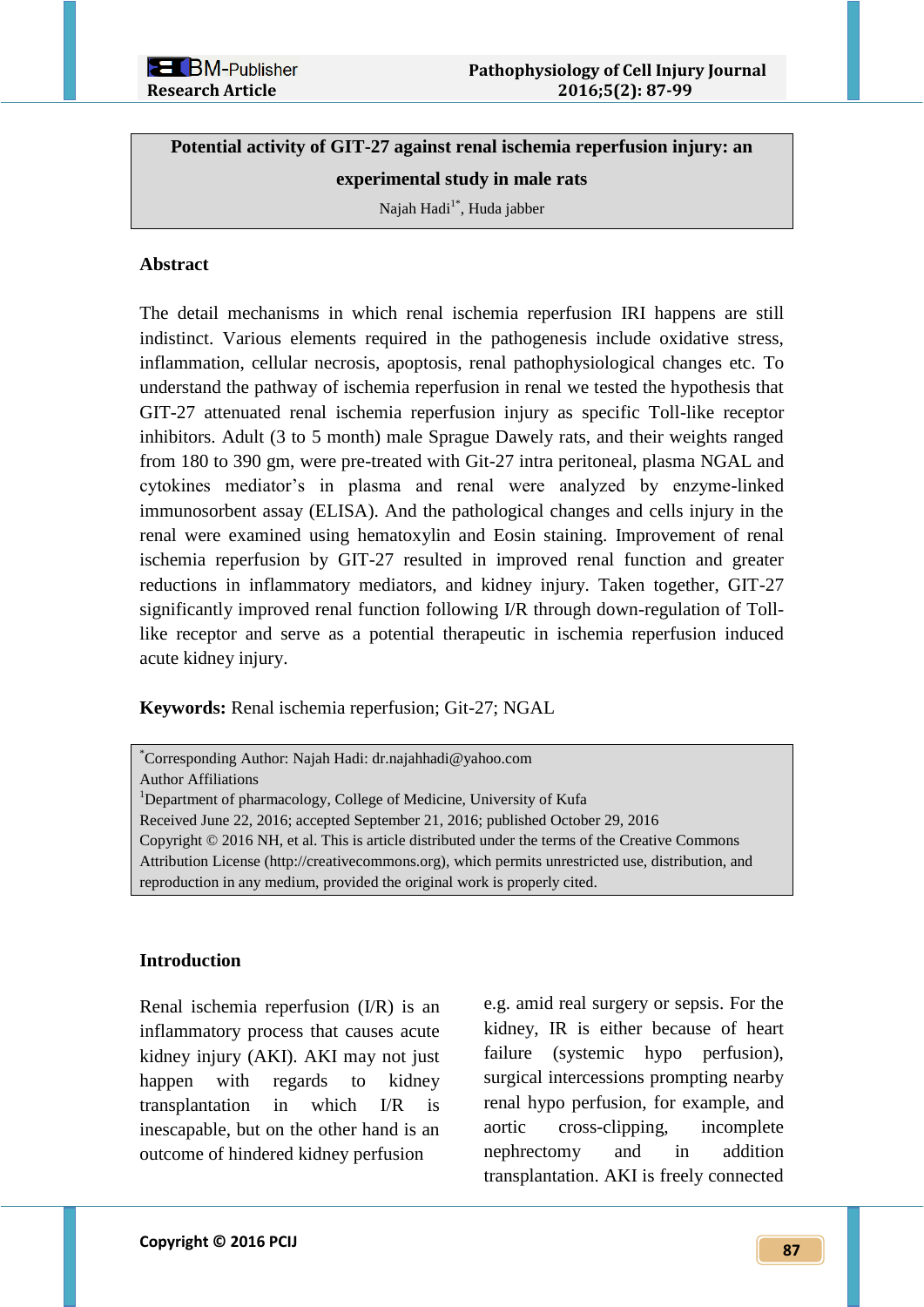Research Article

# Potential activity of GIT-27 against renal ischemia reperfusion injury: an experimental study in male rats

Najah Hadi[1*], Huda jabber

## Abstract

The detail mechanisms in which renal ischemia reperfusion IRI happens are still indistinct. Various elements required in the pathogenesis include oxidative stress, inflammation, cellular necrosis, apoptosis, renal pathophysiological changes etc. To understand the pathway of ischemia reperfusion in renal we tested the hypothesis that GIT-27 attenuated renal ischemia reperfusion injury as specific Toll-like receptor inhibitors. Adult (3 to 5 month) male Sprague Dawely rats, and their weights ranged from 180 to 390 gm, were pre-treated with Git-27 intra peritoneal, plasma NGAL and cytokines mediator's in plasma and renal were analyzed by enzyme-linked immunosorbent assay (ELISA). And the pathological changes and cells injury in the renal were examined using hematoxylin and Eosin staining. Improvement of renal ischemia reperfusion by GIT-27 resulted in improved renal function and greater reductions in inflammatory mediators, and kidney injury. Taken together, GIT-27 significantly improved renal function following I/R through down-regulation of Toll-like receptor and serve as a potential therapeutic in ischemia reperfusion induced acute kidney injury.

**Keywords:** Renal ischemia reperfusion; Git-27; NGAL

[*]Corresponding Author: Najah Hadi: dr.najahhadi@yahoo.com
Author Affiliations
[1]Department of pharmacology, College of Medicine, University of Kufa
Received June 22, 2016; accepted September 21, 2016; published October 29, 2016
Copyright © 2016 NH, et al. This is article distributed under the terms of the Creative Commons Attribution License (http://creativecommons.org), which permits unrestricted use, distribution, and reproduction in any medium, provided the original work is properly cited.

## Introduction

Renal ischemia reperfusion (I/R) is an inflammatory process that causes acute kidney injury (AKI). AKI may not just happen with regards to kidney transplantation in which I/R is inescapable, but on the other hand is an outcome of hindered kidney perfusion e.g. amid real surgery or sepsis. For the kidney, IR is either because of heart failure (systemic hypo perfusion), surgical intercessions prompting nearby renal hypo perfusion, for example, and aortic cross-clipping, incomplete nephrectomy and in addition transplantation. AKI is freely connected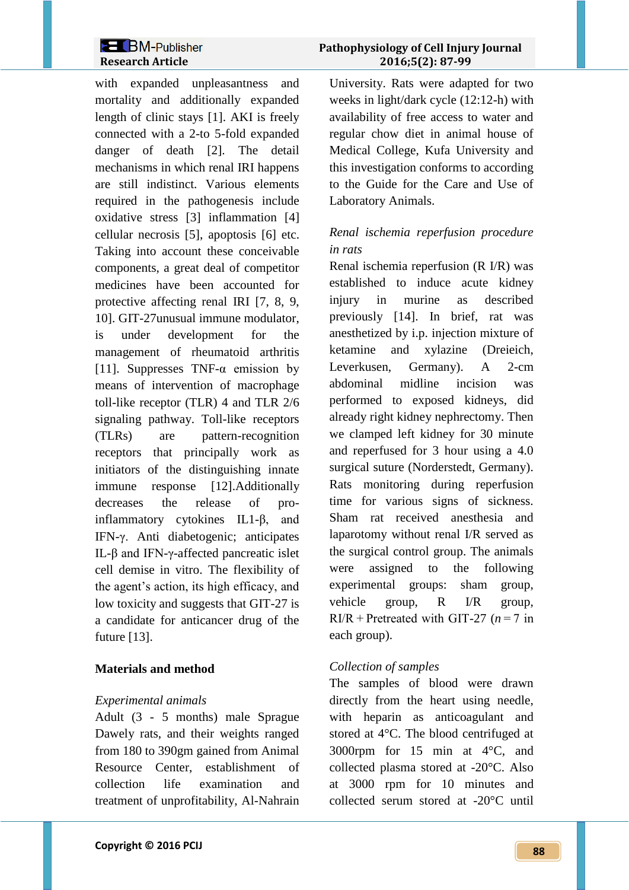with expanded unpleasantness and mortality and additionally expanded length of clinic stays [1]. AKI is freely connected with a 2-to 5-fold expanded danger of death [2]. The detail mechanisms in which renal IRI happens are still indistinct. Various elements required in the pathogenesis include oxidative stress [3] inflammation [4] cellular necrosis [5], apoptosis [6] etc. Taking into account these conceivable components, a great deal of competitor medicines have been accounted for protective affecting renal IRI [7, 8, 9, 10]. GIT-27unusual immune modulator, is under development for the management of rheumatoid arthritis [11]. Suppresses TNF-α emission by means of intervention of macrophage toll-like receptor (TLR) 4 and TLR 2/6 signaling pathway. Toll-like receptors (TLRs) are pattern-recognition receptors that principally work as initiators of the distinguishing innate immune response [12].Additionally decreases the release of pro-inflammatory cytokines IL1-β, and IFN-γ. Anti diabetogenic; anticipates IL-β and IFN-γ-affected pancreatic islet cell demise in vitro. The flexibility of the agent's action, its high efficacy, and low toxicity and suggests that GIT-27 is a candidate for anticancer drug of the future [13].

## Materials and method

*Experimental animals*

Adult (3 - 5 months) male Sprague Dawely rats, and their weights ranged from 180 to 390gm gained from Animal Resource Center, establishment of collection life examination and treatment of unprofitability, Al-Nahrain University. Rats were adapted for two weeks in light/dark cycle (12:12-h) with availability of free access to water and regular chow diet in animal house of Medical College, Kufa University and this investigation conforms to according to the Guide for the Care and Use of Laboratory Animals.

*Renal ischemia reperfusion procedure in rats*

Renal ischemia reperfusion (R I/R) was established to induce acute kidney injury in murine as described previously [14]. In brief, rat was anesthetized by i.p. injection mixture of ketamine and xylazine (Dreieich, Leverkusen, Germany). A 2-cm abdominal midline incision was performed to exposed kidneys, did already right kidney nephrectomy. Then we clamped left kidney for 30 minute and reperfused for 3 hour using a 4.0 surgical suture (Norderstedt, Germany). Rats monitoring during reperfusion time for various signs of sickness. Sham rat received anesthesia and laparotomy without renal I/R served as the surgical control group. The animals were assigned to the following experimental groups: sham group, vehicle group, R I/R group, RI/R + Pretreated with GIT-27 ($n = 7$ in each group).

*Collection of samples*

The samples of blood were drawn directly from the heart using needle, with heparin as anticoagulant and stored at 4°C. The blood centrifuged at 3000rpm for 15 min at 4°C, and collected plasma stored at -20°C. Also at 3000 rpm for 10 minutes and collected serum stored at -20°C until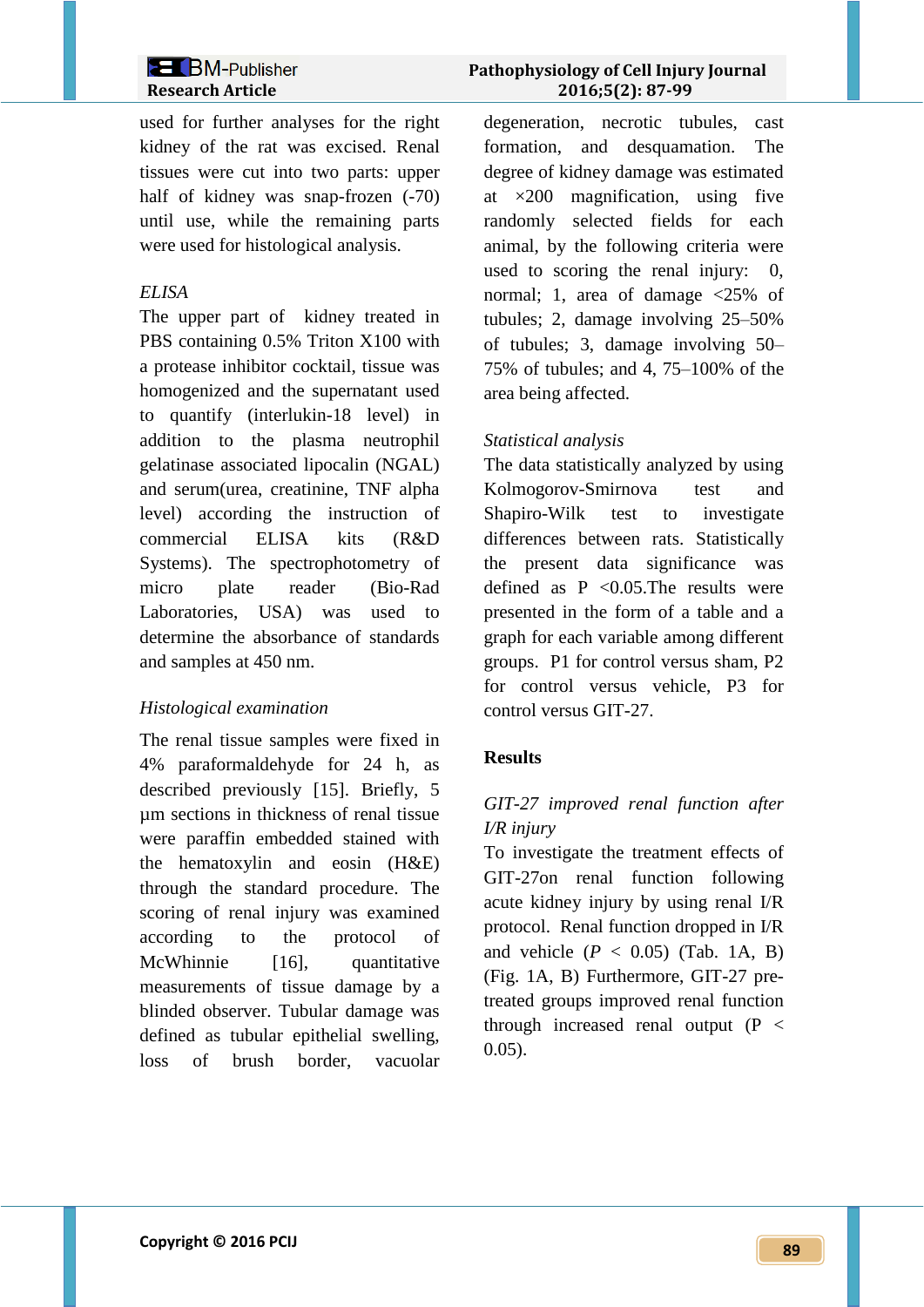used for further analyses for the right kidney of the rat was excised. Renal tissues were cut into two parts: upper half of kidney was snap-frozen (-70) until use, while the remaining parts were used for histological analysis.

*ELISA*

The upper part of kidney treated in PBS containing 0.5% Triton X100 with a protease inhibitor cocktail, tissue was homogenized and the supernatant used to quantify (interlukin-18 level) in addition to the plasma neutrophil gelatinase associated lipocalin (NGAL) and serum(urea, creatinine, TNF alpha level) according the instruction of commercial ELISA kits (R&D Systems). The spectrophotometry of micro plate reader (Bio-Rad Laboratories, USA) was used to determine the absorbance of standards and samples at 450 nm.

*Histological examination*

The renal tissue samples were fixed in 4% paraformaldehyde for 24 h, as described previously [15]. Briefly, 5 μm sections in thickness of renal tissue were paraffin embedded stained with the hematoxylin and eosin (H&E) through the standard procedure. The scoring of renal injury was examined according to the protocol of McWhinnie [16], quantitative measurements of tissue damage by a blinded observer. Tubular damage was defined as tubular epithelial swelling, loss of brush border, vacuolar degeneration, necrotic tubules, cast formation, and desquamation. The degree of kidney damage was estimated at ×200 magnification, using five randomly selected fields for each animal, by the following criteria were used to scoring the renal injury: 0, normal; 1, area of damage <25% of tubules; 2, damage involving 25–50% of tubules; 3, damage involving 50–75% of tubules; and 4, 75–100% of the area being affected.

*Statistical analysis*

The data statistically analyzed by using Kolmogorov-Smirnova test and Shapiro-Wilk test to investigate differences between rats. Statistically the present data significance was defined as P <0.05.The results were presented in the form of a table and a graph for each variable among different groups. P1 for control versus sham, P2 for control versus vehicle, P3 for control versus GIT-27.

## Results

*GIT-27 improved renal function after I/R injury*

To investigate the treatment effects of GIT-27on renal function following acute kidney injury by using renal I/R protocol. Renal function dropped in I/R and vehicle ($P$ < 0.05) (Tab. 1A, B) (Fig. 1A, B) Furthermore, GIT-27 pre-treated groups improved renal function through increased renal output (P < 0.05).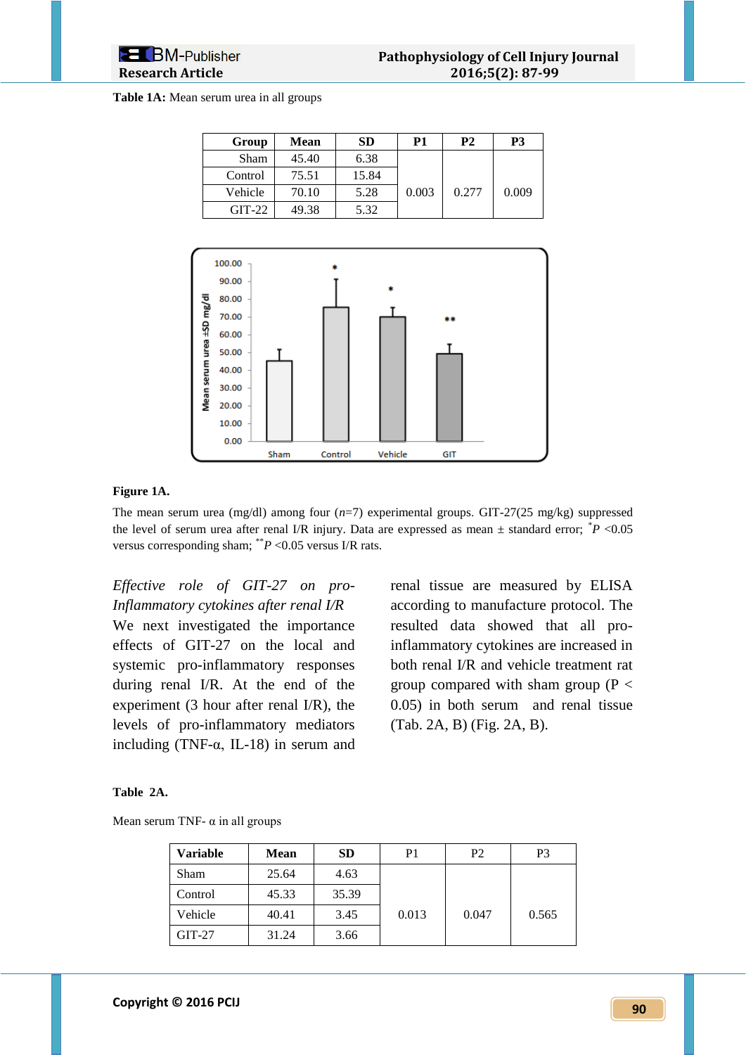**Table 1A:** Mean serum urea in all groups

| Group | Mean | SD | P1 | P2 | P3 |
|---|---|---|---|---|---|
| Sham | 45.40 | 6.38 | 0.003 | 0.277 | 0.009 |
| Control | 75.51 | 15.84 | | | |
| Vehicle | 70.10 | 5.28 | | | |
| GIT-22 | 49.38 | 5.32 | | | |

**Figure 1A.**

The mean serum urea (mg/dl) among four ($n$=7) experimental groups. GIT-27(25 mg/kg) suppressed the level of serum urea after renal I/R injury. Data are expressed as mean ± standard error; $^{*}P$ <0.05 versus corresponding sham; $^{**}P$ <0.05 versus I/R rats.

*Effective role of GIT-27 on pro-Inflammatory cytokines after renal I/R*

We next investigated the importance effects of GIT-27 on the local and systemic pro-inflammatory responses during renal I/R. At the end of the experiment (3 hour after renal I/R), the levels of pro-inflammatory mediators including (TNF-α, IL-18) in serum and renal tissue are measured by ELISA according to manufacture protocol. The resulted data showed that all pro-inflammatory cytokines are increased in both renal I/R and vehicle treatment rat group compared with sham group (P < 0.05) in both serum and renal tissue (Tab. 2A, B) (Fig. 2A, B).

**Table 2A.**

Mean serum TNF- α in all groups

| Variable | Mean | SD | P1 | P2 | P3 |
|---|---|---|---|---|---|
| Sham | 25.64 | 4.63 | 0.013 | 0.047 | 0.565 |
| Control | 45.33 | 35.39 | | | |
| Vehicle | 40.41 | 3.45 | | | |
| GIT-27 | 31.24 | 3.66 | | | |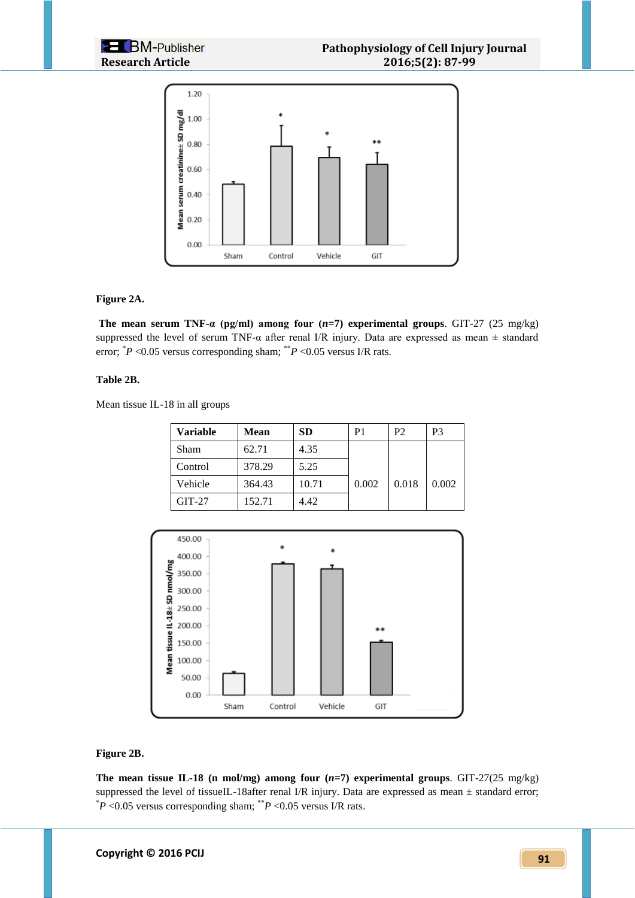**Figure 2A.**

**The mean serum TNF-α (pg/ml) among four (*n*=7) experimental groups**. GIT-27 (25 mg/kg) suppressed the level of serum TNF-α after renal I/R injury. Data are expressed as mean ± standard error; $^{*}P$ <0.05 versus corresponding sham; $^{**}P$ <0.05 versus I/R rats.

**Table 2B.**

Mean tissue IL-18 in all groups

| Variable | Mean | SD | P1 | P2 | P3 |
|---|---|---|---|---|---|
| Sham | 62.71 | 4.35 | 0.002 | 0.018 | 0.002 |
| Control | 378.29 | 5.25 | | | |
| Vehicle | 364.43 | 10.71 | | | |
| GIT-27 | 152.71 | 4.42 | | | |

**Figure 2B.**

**The mean tissue IL-18 (n mol/mg) among four (*n*=7) experimental groups**. GIT-27(25 mg/kg) suppressed the level of tissueIL-18after renal I/R injury. Data are expressed as mean ± standard error; $^{*}P$ <0.05 versus corresponding sham; $^{**}P$ <0.05 versus I/R rats.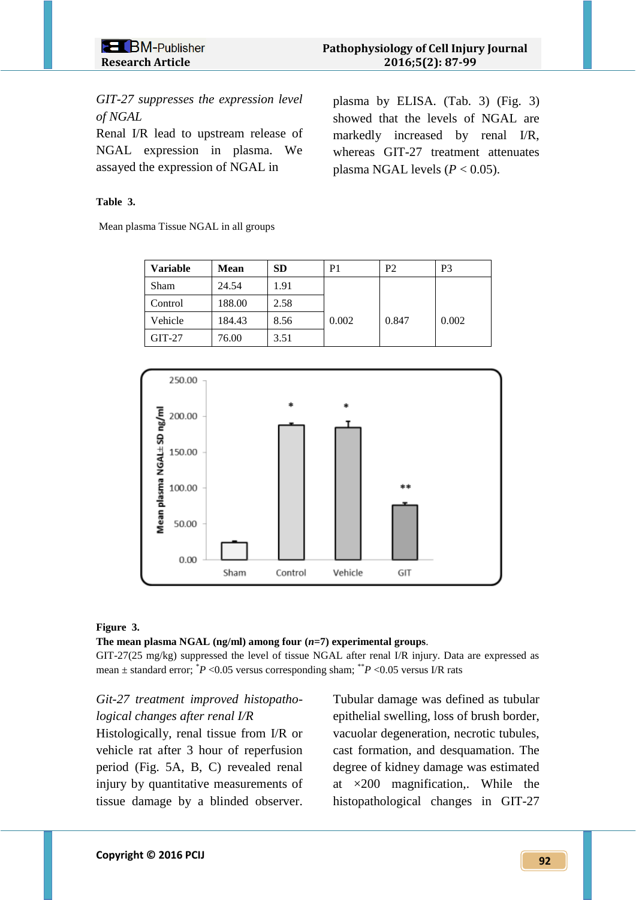*GIT-27 suppresses the expression level of NGAL*

Renal I/R lead to upstream release of NGAL expression in plasma. We assayed the expression of NGAL in plasma by ELISA. (Tab. 3) (Fig. 3) showed that the levels of NGAL are markedly increased by renal I/R, whereas GIT-27 treatment attenuates plasma NGAL levels ($P < 0.05$).

**Table 3.**

Mean plasma Tissue NGAL in all groups

| **Variable** | **Mean** | **SD** | P1 | P2 | P3 |
|---|---|---|---|---|---|
| Sham | 24.54 | 1.91 | 0.002 | 0.847 | 0.002 |
| Control | 188.00 | 2.58 | | | |
| Vehicle | 184.43 | 8.56 | | | |
| GIT-27 | 76.00 | 3.51 | | | |

**Figure 3.**

**The mean plasma NGAL (ng/ml) among four (*n*=7) experimental groups**.

GIT-27(25 mg/kg) suppressed the level of tissue NGAL after renal I/R injury. Data are expressed as mean ± standard error; $^{*}P$ <0.05 versus corresponding sham; $^{**}P$ <0.05 versus I/R rats

*Git-27 treatment improved histopathological changes after renal I/R*

Histologically, renal tissue from I/R or vehicle rat after 3 hour of reperfusion period (Fig. 5A, B, C) revealed renal injury by quantitative measurements of tissue damage by a blinded observer. Tubular damage was defined as tubular epithelial swelling, loss of brush border, vacuolar degeneration, necrotic tubules, cast formation, and desquamation. The degree of kidney damage was estimated at ×200 magnification,. While the histopathological changes in GIT-27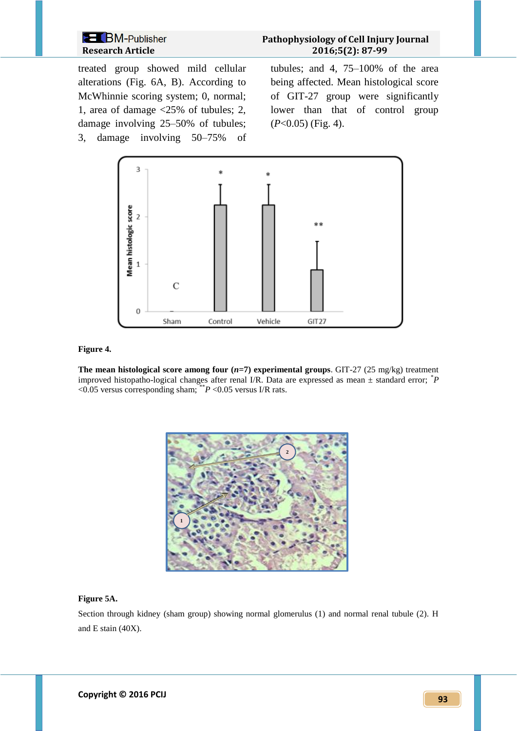treated group showed mild cellular alterations (Fig. 6A, B). According to McWhinnie scoring system; 0, normal; 1, area of damage <25% of tubules; 2, damage involving 25–50% of tubules; 3, damage involving 50–75% of tubules; and 4, 75–100% of the area being affected. Mean histological score of GIT-27 group were significantly lower than that of control group ($P<0.05$) (Fig. 4).

**Figure 4.**

**The mean histological score among four ($n$=7) experimental groups**. GIT-27 (25 mg/kg) treatment improved histopatho-logical changes after renal I/R. Data are expressed as mean ± standard error; $^{*}P$ <0.05 versus corresponding sham; $^{**}P$ <0.05 versus I/R rats.

**Figure 5A.**

Section through kidney (sham group) showing normal glomerulus (1) and normal renal tubule (2). H and E stain (40X).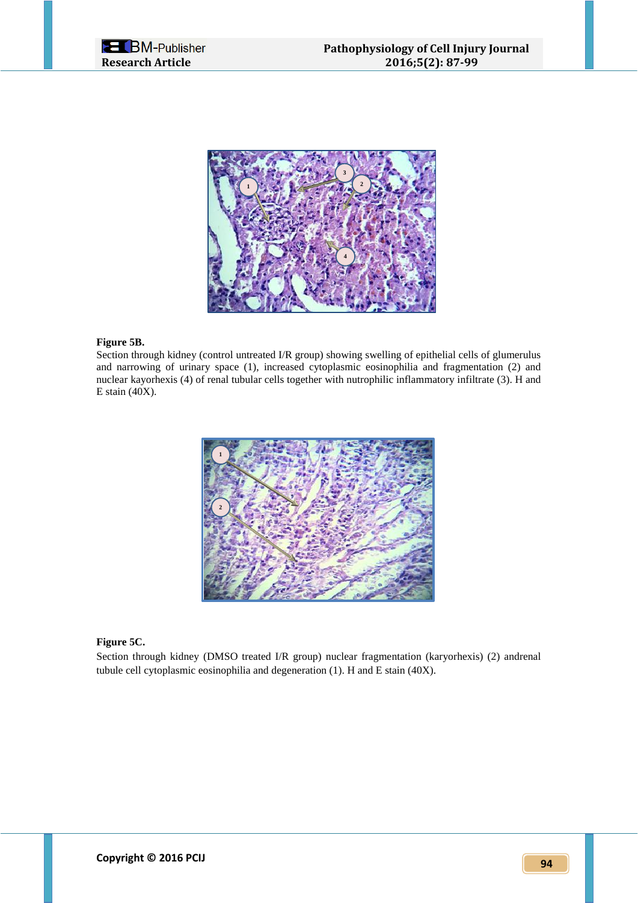**Figure 5B.**

Section through kidney (control untreated I/R group) showing swelling of epithelial cells of glumerulus and narrowing of urinary space (1), increased cytoplasmic eosinophilia and fragmentation (2) and nuclear kayorhexis (4) of renal tubular cells together with nutrophilic inflammatory infiltrate (3). H and E stain (40X).

**Figure 5C.**

Section through kidney (DMSO treated I/R group) nuclear fragmentation (karyorhexis) (2) andrenal tubule cell cytoplasmic eosinophilia and degeneration (1). H and E stain (40X).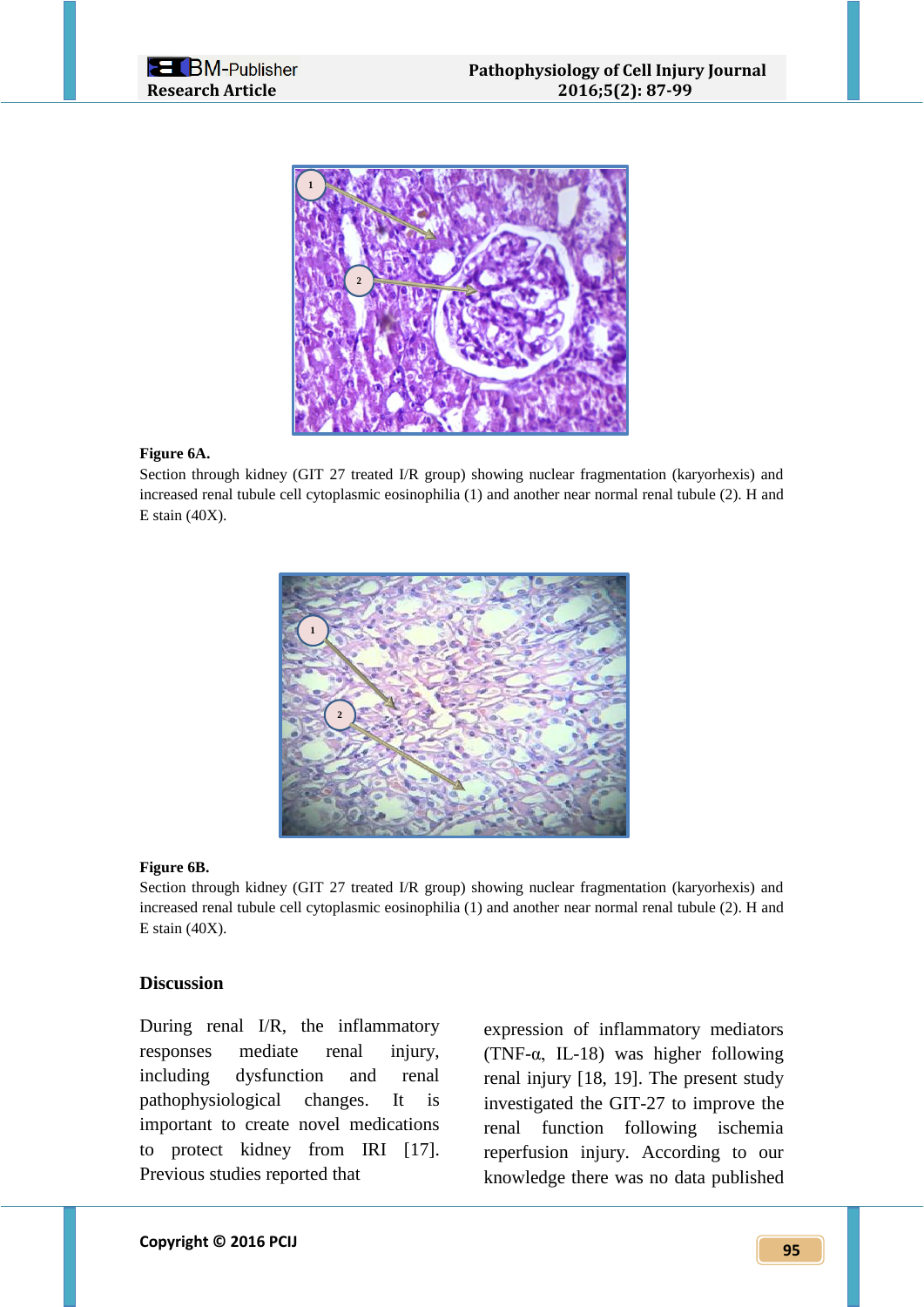**Figure 6A.**

Section through kidney (GIT 27 treated I/R group) showing nuclear fragmentation (karyorhexis) and increased renal tubule cell cytoplasmic eosinophilia (1) and another near normal renal tubule (2). H and E stain (40X).

**Figure 6B.**

Section through kidney (GIT 27 treated I/R group) showing nuclear fragmentation (karyorhexis) and increased renal tubule cell cytoplasmic eosinophilia (1) and another near normal renal tubule (2). H and E stain (40X).

## Discussion

During renal I/R, the inflammatory responses mediate renal injury, including dysfunction and renal pathophysiological changes. It is important to create novel medications to protect kidney from IRI [17]. Previous studies reported that expression of inflammatory mediators (TNF-α, IL-18) was higher following renal injury [18, 19]. The present study investigated the GIT-27 to improve the renal function following ischemia reperfusion injury. According to our knowledge there was no data published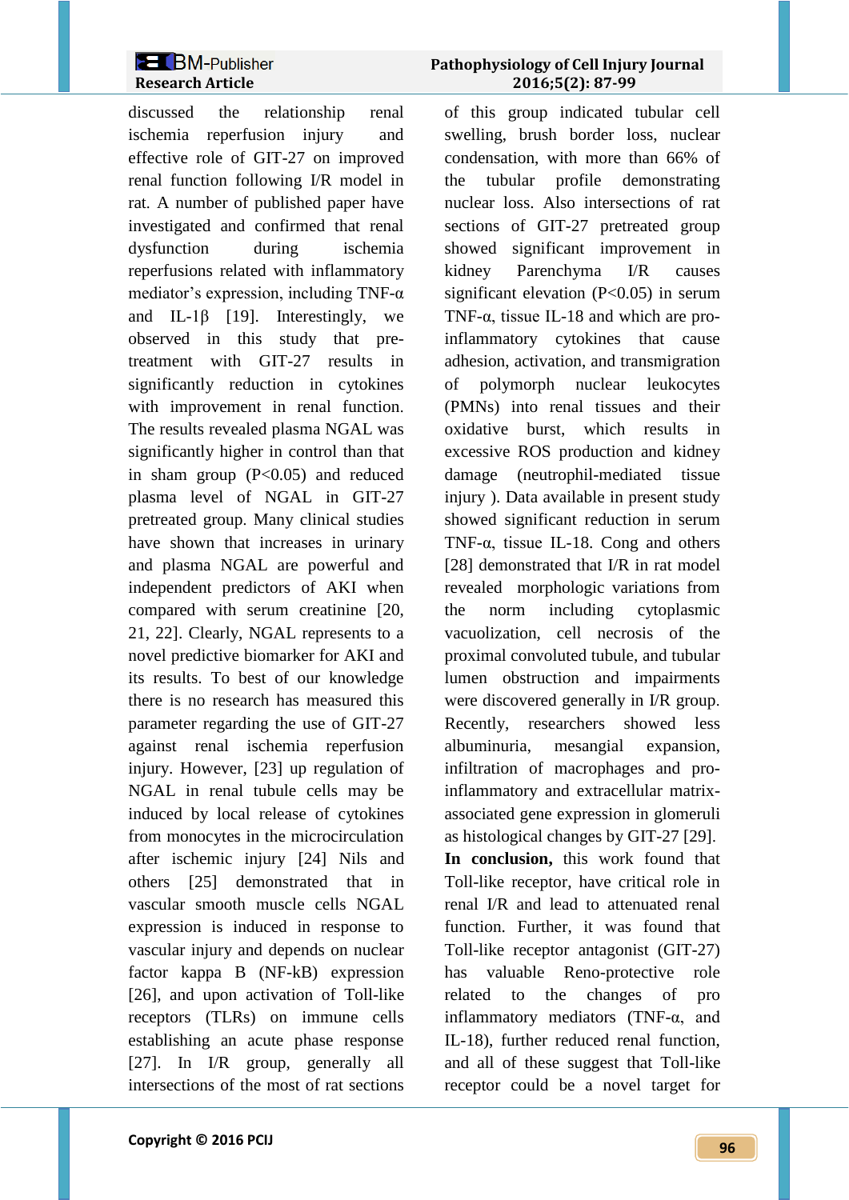discussed the relationship renal ischemia reperfusion injury and effective role of GIT-27 on improved renal function following I/R model in rat. A number of published paper have investigated and confirmed that renal dysfunction during ischemia reperfusions related with inflammatory mediator's expression, including TNF-α and IL-1β [19]. Interestingly, we observed in this study that pre-treatment with GIT-27 results in significantly reduction in cytokines with improvement in renal function. The results revealed plasma NGAL was significantly higher in control than that in sham group ($P<0.05$) and reduced plasma level of NGAL in GIT-27 pretreated group. Many clinical studies have shown that increases in urinary and plasma NGAL are powerful and independent predictors of AKI when compared with serum creatinine [20, 21, 22]. Clearly, NGAL represents to a novel predictive biomarker for AKI and its results. To best of our knowledge there is no research has measured this parameter regarding the use of GIT-27 against renal ischemia reperfusion injury. However, [23] up regulation of NGAL in renal tubule cells may be induced by local release of cytokines from monocytes in the microcirculation after ischemic injury [24] Nils and others [25] demonstrated that in vascular smooth muscle cells NGAL expression is induced in response to vascular injury and depends on nuclear factor kappa B (NF-kB) expression [26], and upon activation of Toll-like receptors (TLRs) on immune cells establishing an acute phase response [27]. In I/R group, generally all intersections of the most of rat sections of this group indicated tubular cell swelling, brush border loss, nuclear condensation, with more than 66% of the tubular profile demonstrating nuclear loss. Also intersections of rat sections of GIT-27 pretreated group showed significant improvement in kidney Parenchyma I/R causes significant elevation ($P<0.05$) in serum TNF-α, tissue IL-18 and which are pro-inflammatory cytokines that cause adhesion, activation, and transmigration of polymorph nuclear leukocytes (PMNs) into renal tissues and their oxidative burst, which results in excessive ROS production and kidney damage (neutrophil-mediated tissue injury ). Data available in present study showed significant reduction in serum TNF-α, tissue IL-18. Cong and others [28] demonstrated that I/R in rat model revealed morphologic variations from the norm including cytoplasmic vacuolization, cell necrosis of the proximal convoluted tubule, and tubular lumen obstruction and impairments were discovered generally in I/R group. Recently, researchers showed less albuminuria, mesangial expansion, infiltration of macrophages and pro-inflammatory and extracellular matrix-associated gene expression in glomeruli as histological changes by GIT-27 [29].

**In conclusion,** this work found that Toll-like receptor, have critical role in renal I/R and lead to attenuated renal function. Further, it was found that Toll-like receptor antagonist (GIT-27) has valuable Reno-protective role related to the changes of pro inflammatory mediators (TNF-α, and IL-18), further reduced renal function, and all of these suggest that Toll-like receptor could be a novel target for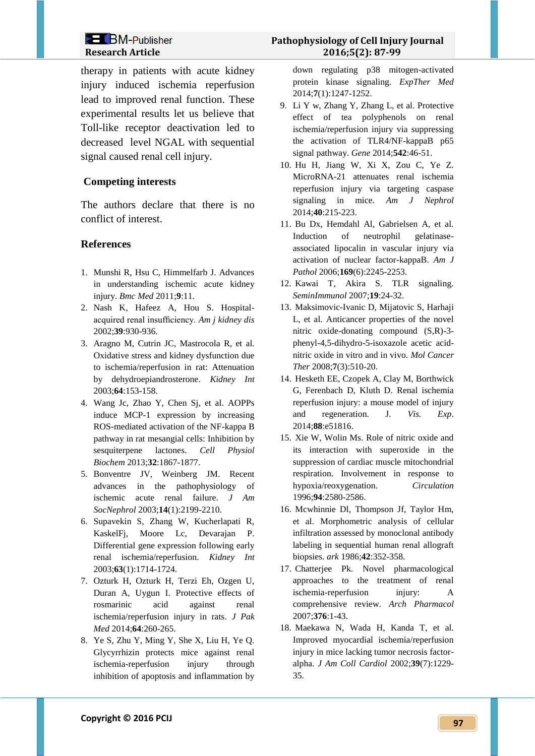therapy in patients with acute kidney injury induced ischemia reperfusion lead to improved renal function. These experimental results let us believe that Toll-like receptor deactivation led to decreased level NGAL with sequential signal caused renal cell injury.

## Competing interests

The authors declare that there is no conflict of interest.

## References

1. Munshi R, Hsu C, Himmelfarb J. Advances in understanding ischemic acute kidney injury. *Bmc Med* 2011;**9**:11.
2. Nash K, Hafeez A, Hou S. Hospital-acquired renal insufficiency. *Am j kidney dis* 2002;**39**:930-936.
3. Aragno M, Cutrin JC, Mastrocola R, et al. Oxidative stress and kidney dysfunction due to ischemia/reperfusion in rat: Attenuation by dehydroepiandrosterone. *Kidney Int* 2003;**64**:153-158.
4. Wang Jc, Zhao Y, Chen Sj, et al. AOPPs induce MCP-1 expression by increasing ROS-mediated activation of the NF-kappa B pathway in rat mesangial cells: Inhibition by sesquiterpene lactones. *Cell Physiol Biochem* 2013;**32**:1867-1877.
5. Bonventre JV, Weinberg JM. Recent advances in the pathophysiology of ischemic acute renal failure. *J Am SocNephrol* 2003;**14**(1):2199-2210.
6. Supavekin S, Zhang W, Kucherlapati R, KaskelFj, Moore Lc, Devarajan P. Differential gene expression following early renal ischemia/reperfusion. *Kidney Int* 2003;**63**(1):1714-1724.
7. Ozturk H, Ozturk H, Terzi Eh, Ozgen U, Duran A, Uygun I. Protective effects of rosmarinic acid against renal ischemia/reperfusion injury in rats. *J Pak Med* 2014;**64**:260-265.
8. Ye S, Zhu Y, Ming Y, She X, Liu H, Ye Q. Glycyrrhizin protects mice against renal ischemia-reperfusion injury through inhibition of apoptosis and inflammation by down regulating p38 mitogen-activated protein kinase signaling. *ExpTher Med* 2014;**7**(1):1247-1252.
9. Li Y w, Zhang Y, Zhang L, et al. Protective effect of tea polyphenols on renal ischemia/reperfusion injury via suppressing the activation of TLR4/NF-kappaB p65 signal pathway. *Gene* 2014;**542**:46-51.
10. Hu H, Jiang W, Xi X, Zou C, Ye Z. MicroRNA-21 attenuates renal ischemia reperfusion injury via targeting caspase signaling in mice. *Am J Nephrol* 2014;**40**:215-223.
11. Bu Dx, Hemdahl Al, Gabrielsen A, et al. Induction of neutrophil gelatinase-associated lipocalin in vascular injury via activation of nuclear factor-kappaB. *Am J Pathol* 2006;**169**(6):2245-2253.
12. Kawai T, Akira S. TLR signaling. *SeminImmunol* 2007;**19**:24-32.
13. Maksimovic-Ivanic D, Mijatovic S, Harhaji L, et al. Anticancer properties of the novel nitric oxide-donating compound (S,R)-3-phenyl-4,5-dihydro-5-isoxazole acetic acid-nitric oxide in vitro and in vivo. *Mol Cancer Ther* 2008;**7**(3):510-20.
14. Hesketh EE, Czopek A, Clay M, Borthwick G, Ferenbach D, Kluth D. Renal ischemia reperfusion injury: a mouse model of injury and regeneration. J. *Vis. Exp*. 2014;**88**:e51816.
15. Xie W, Wolin Ms. Role of nitric oxide and its interaction with superoxide in the suppression of cardiac muscle mitochondrial respiration. Involvement in response to hypoxia/reoxygenation. *Circulation* 1996;**94**:2580-2586.
16. Mcwhinnie Dl, Thompson Jf, Taylor Hm, et al. Morphometric analysis of cellular infiltration assessed by monoclonal antibody labeling in sequential human renal allograft biopsies. *ark* 1986;**42**:352-358.
17. Chatterjee Pk. Novel pharmacological approaches to the treatment of renal ischemia-reperfusion injury: A comprehensive review. *Arch Pharmacol* 2007;**376**:1-43.
18. Maekawa N, Wada H, Kanda T, et al. Improved myocardial ischemia/reperfusion injury in mice lacking tumor necrosis factor-alpha. *J Am Coll Cardiol* 2002;**39**(7):1229-35.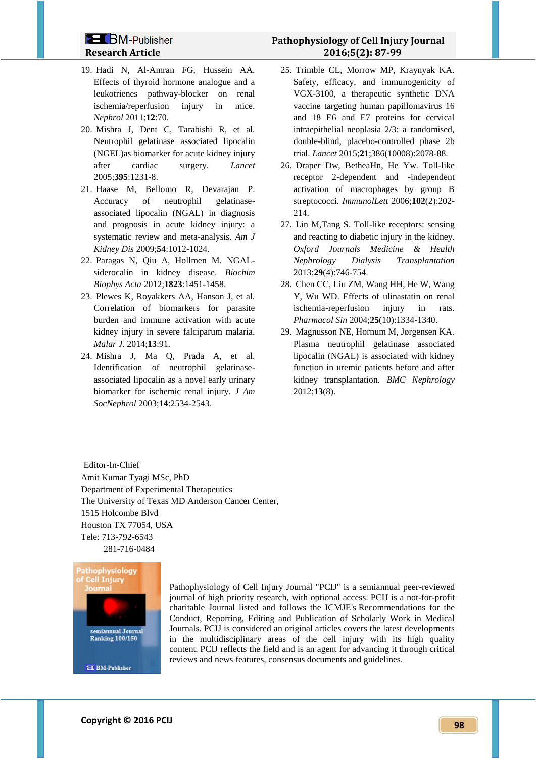19. Hadi N, Al-Amran FG, Hussein AA. Effects of thyroid hormone analogue and a leukotrienes pathway-blocker on renal ischemia/reperfusion injury in mice. *Nephrol* 2011;**12**:70.
20. Mishra J, Dent C, Tarabishi R, et al. Neutrophil gelatinase associated lipocalin (NGEL)as biomarker for acute kidney injury after cardiac surgery. *Lancet* 2005;**395**:1231-8.
21. Haase M, Bellomo R, Devarajan P. Accuracy of neutrophil gelatinase-associated lipocalin (NGAL) in diagnosis and prognosis in acute kidney injury: a systematic review and meta-analysis. *Am J Kidney Dis* 2009;**54**:1012-1024.
22. Paragas N, Qiu A, Hollmen M. NGAL-siderocalin in kidney disease. *Biochim Biophys Acta* 2012;**1823**:1451-1458.
23. Plewes K, Royakkers AA, Hanson J, et al. Correlation of biomarkers for parasite burden and immune activation with acute kidney injury in severe falciparum malaria. *Malar J*. 2014;**13**:91.
24. Mishra J, Ma Q, Prada A, et al. Identification of neutrophil gelatinase-associated lipocalin as a novel early urinary biomarker for ischemic renal injury. *J Am SocNephrol* 2003;**14**:2534-2543.
25. Trimble CL, Morrow MP, Kraynyak KA. Safety, efficacy, and immunogenicity of VGX-3100, a therapeutic synthetic DNA vaccine targeting human papillomavirus 16 and 18 E6 and E7 proteins for cervical intraepithelial neoplasia 2/3: a randomised, double-blind, placebo-controlled phase 2b trial. *Lancet* 2015;**21**;386(10008):2078-88.
26. Draper Dw, BetheaHn, He Yw. Toll-like receptor 2-dependent and -independent activation of macrophages by group B streptococci. *ImmunolLett* 2006;**102**(2):202-214.
27. Lin M,Tang S. Toll-like receptors: sensing and reacting to diabetic injury in the kidney. *Oxford Journals Medicine & Health Nephrology Dialysis Transplantation* 2013;**29**(4):746-754.
28. Chen CC, Liu ZM, Wang HH, He W, Wang Y, Wu WD. Effects of ulinastatin on renal ischemia-reperfusion injury in rats. *Pharmacol Sin* 2004;**25**(10):1334-1340.
29. Magnusson NE, Hornum M, Jørgensen KA. Plasma neutrophil gelatinase associated lipocalin (NGAL) is associated with kidney function in uremic patients before and after kidney transplantation. *BMC Nephrology* 2012;**13**(8).

Editor-In-Chief
Amit Kumar Tyagi MSc, PhD
Department of Experimental Therapeutics
The University of Texas MD Anderson Cancer Center,
1515 Holcombe Blvd
Houston TX 77054, USA
Tele: 713-792-6543
281-716-0484

Pathophysiology of Cell Injury Journal
semiannual Journal
Ranking 100/150
BM-Publisher

Pathophysiology of Cell Injury Journal "PCIJ" is a semiannual peer-reviewed journal of high priority research, with optional access. PCIJ is a not-for-profit charitable Journal listed and follows the ICMJE's Recommendations for the Conduct, Reporting, Editing and Publication of Scholarly Work in Medical Journals. PCIJ is considered an original articles covers the latest developments in the multidisciplinary areas of the cell injury with its high quality content. PCIJ reflects the field and is an agent for advancing it through critical reviews and news features, consensus documents and guidelines.

Copyright © 2016 PCIJ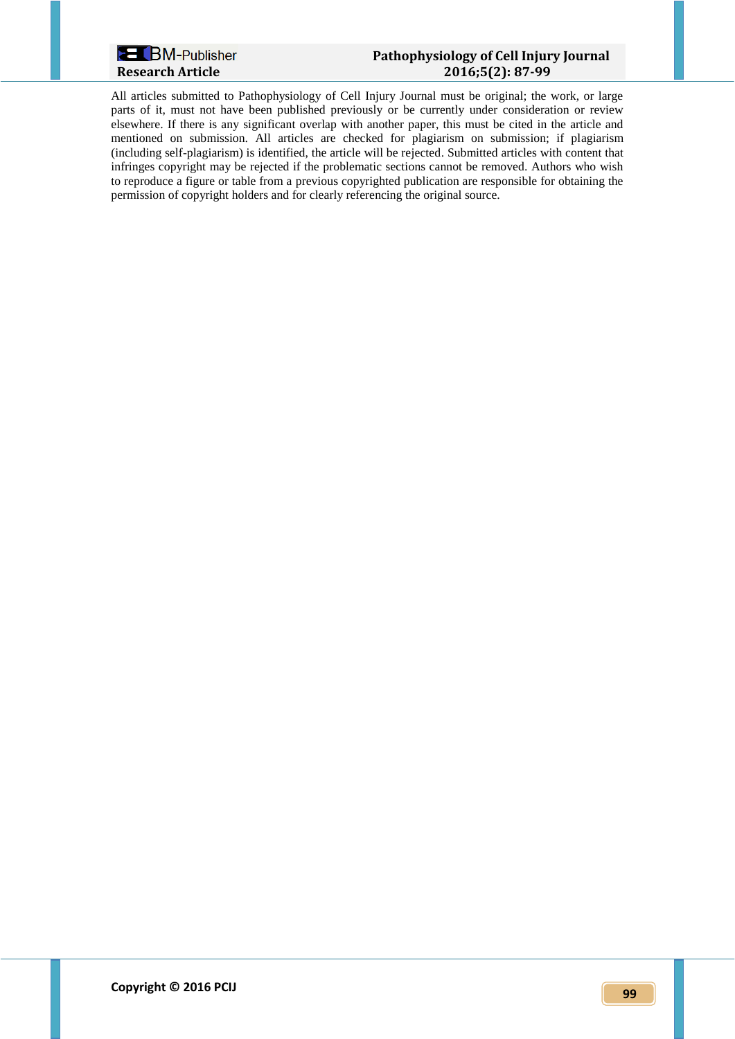All articles submitted to Pathophysiology of Cell Injury Journal must be original; the work, or large parts of it, must not have been published previously or be currently under consideration or review elsewhere. If there is any significant overlap with another paper, this must be cited in the article and mentioned on submission. All articles are checked for plagiarism on submission; if plagiarism (including self-plagiarism) is identified, the article will be rejected. Submitted articles with content that infringes copyright may be rejected if the problematic sections cannot be removed. Authors who wish to reproduce a figure or table from a previous copyrighted publication are responsible for obtaining the permission of copyright holders and for clearly referencing the original source.